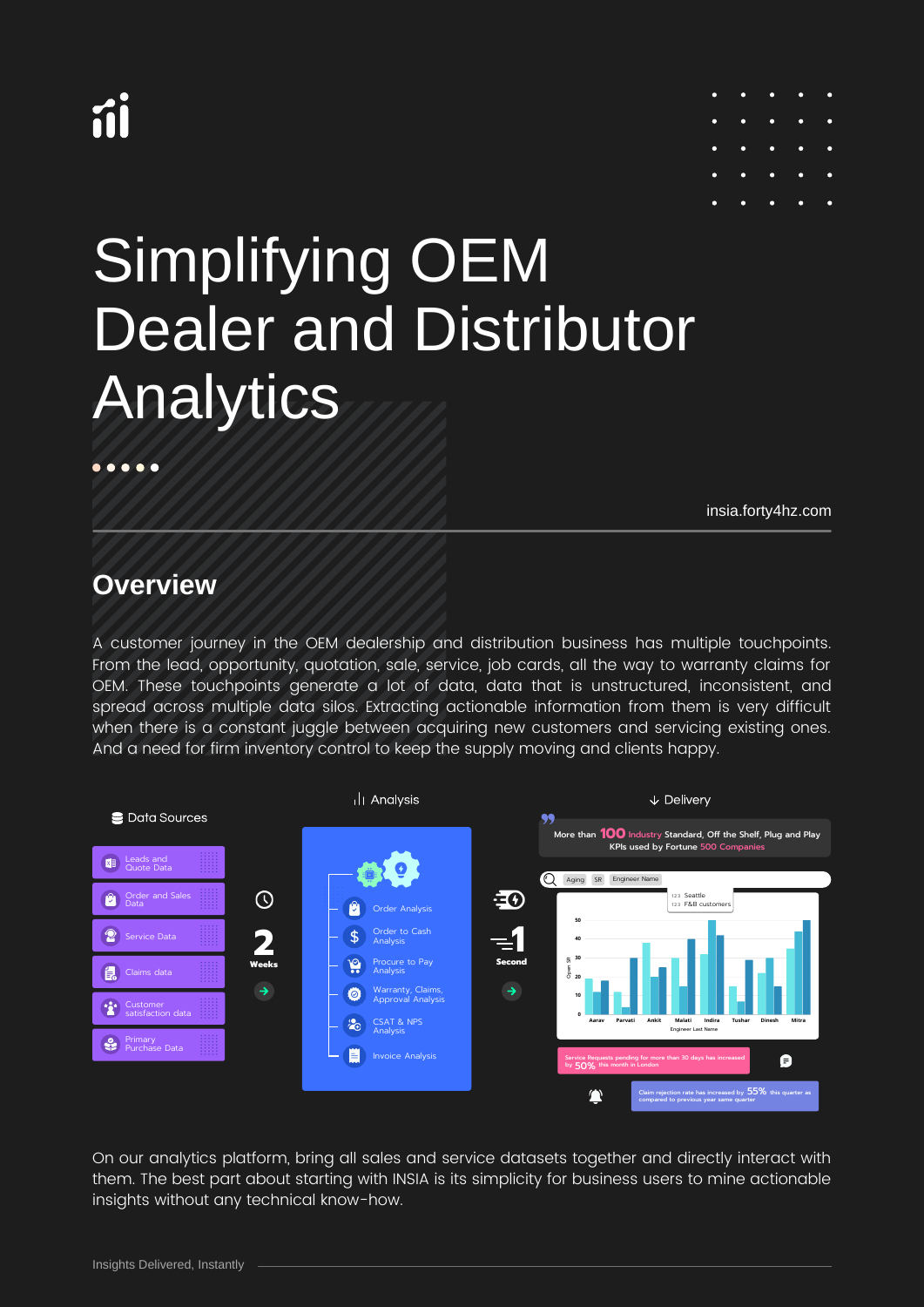# Simplifying OEM Dealer and Distributor Analytics

insia.forty4hz.com

## Overview

A customer journey in the OEM dealership and distribution business has multiple touchpoints. From the lead, opportunity, quotation, sale, service, job cards, all the way to warranty claims for OEM. These touchpoints generate a lot of data, data that is unstructured, inconsistent, and spread across multiple data silos. Extracting actionable information from them is very difficult when there is a constant juggle between acquiring new customers and servicing existing ones. And a need for firm inventory control to keep the supply moving and clients happy.

**Data Sources**

- Leads and Quote Data
- Order and Sales Data
- Service Data
- Claims data
- Customer satisfaction data
- Primary Purchase Data

**2 Weeks**

**Analysis**

- Order Analysis
- Order to Cash Analysis
- Procure to Pay Analysis
- Warranty, Claims, Approval Analysis
- CSAT & NPS Analysis
- Invoice Analysis

**1 Second**

**Delivery**

More than 100 Industry Standard, Off the Shelf, Plug and Play KPIs used by Fortune 500 Companies

Service Requests pending for more than 30 days has increased by 50% this month in London

Claim rejection rate has increased by 55% this quarter as compared to previous year same quarter

On our analytics platform, bring all sales and service datasets together and directly interact with them. The best part about starting with INSIA is its simplicity for business users to mine actionable insights without any technical know-how.

Insights Delivered, Instantly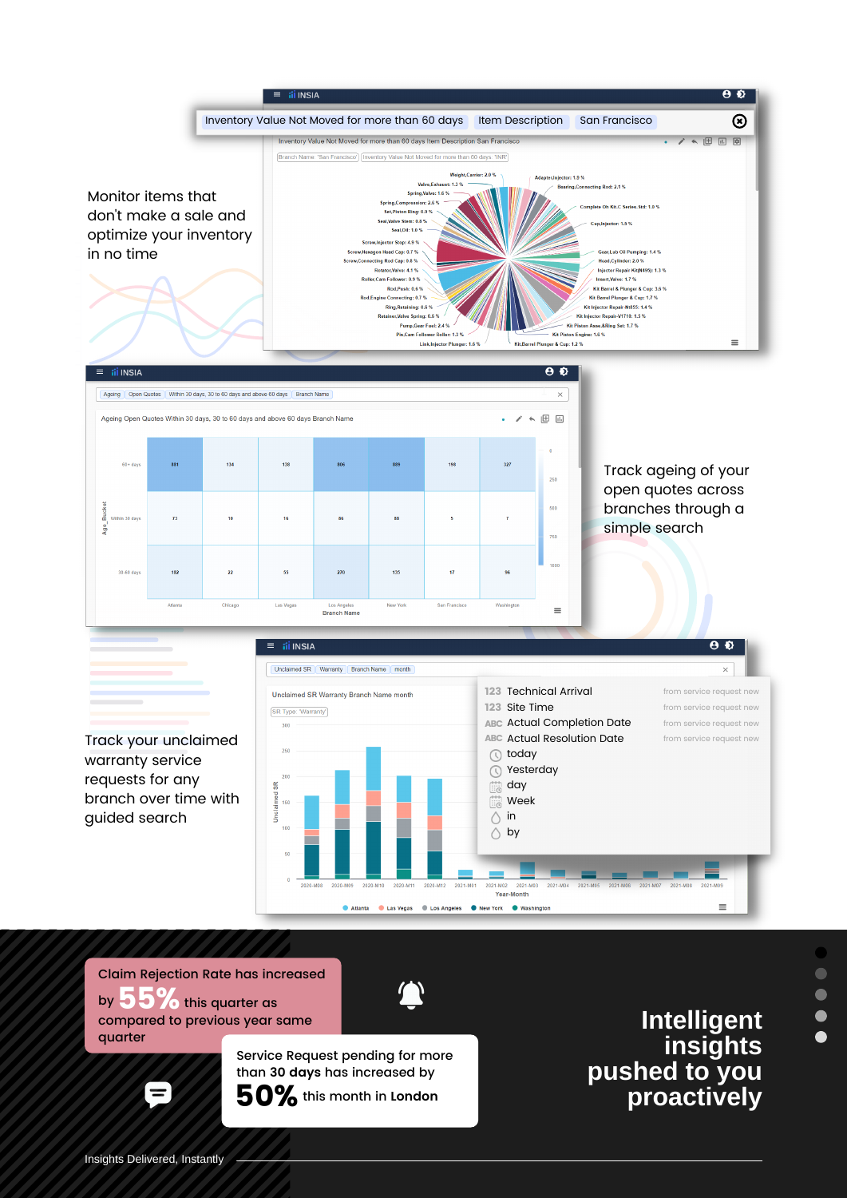Monitor items that don't make a sale and optimize your inventory in no time

Track ageing of your open quotes across branches through a simple search

Track your unclaimed warranty service requests for any branch over time with guided search

Claim Rejection Rate has increased by **55%** this quarter as compared to previous year same quarter

Service Request pending for more than **30 days** has increased by **50%** this month in **London**

# Intelligent insights pushed to you proactively

Insights Delivered, Instantly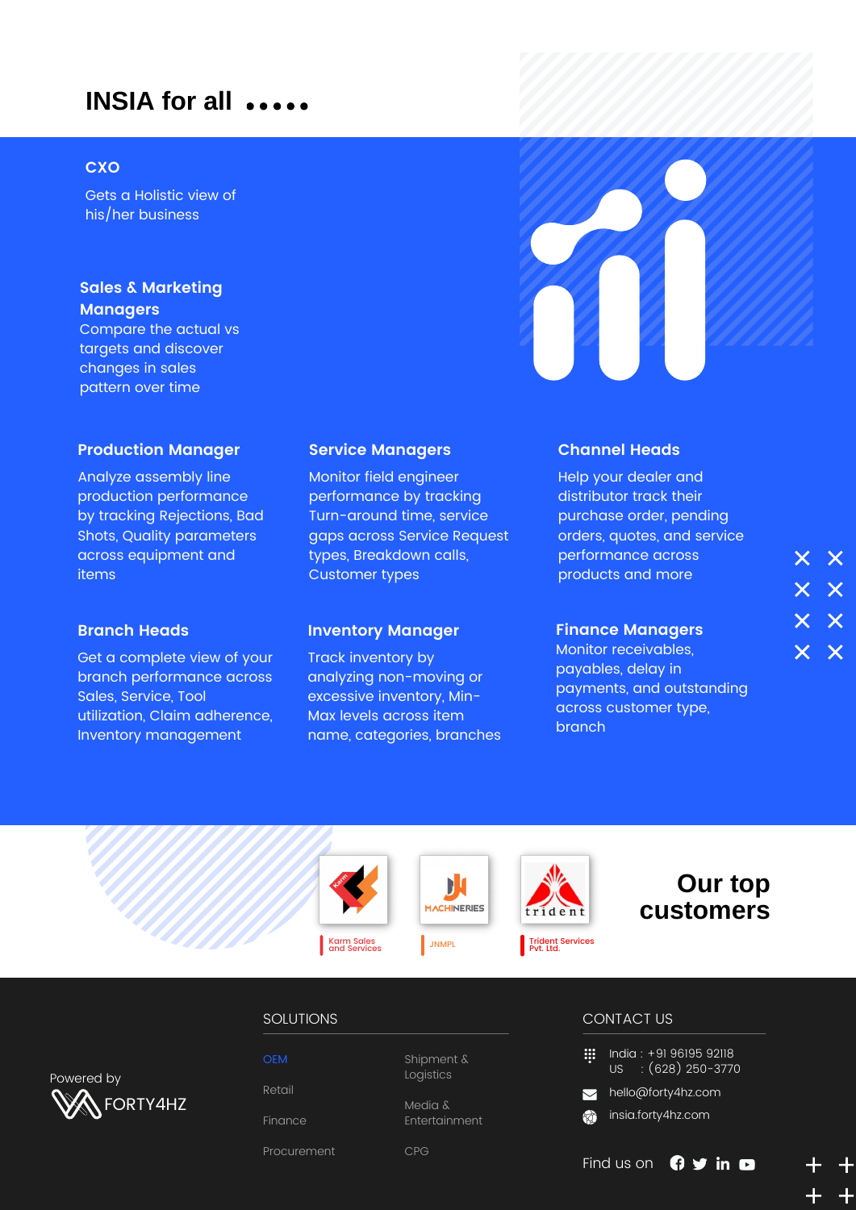# INSIA for all

### CXO

Gets a Holistic view of his/her business

### Sales & Marketing Managers

Compare the actual vs targets and discover changes in sales pattern over time

### Production Manager

Analyze assembly line production performance by tracking Rejections, Bad Shots, Quality parameters across equipment and items

### Service Managers

Monitor field engineer performance by tracking Turn-around time, service gaps across Service Request types, Breakdown calls, Customer types

### Channel Heads

Help your dealer and distributor track their purchase order, pending orders, quotes, and service performance across products and more

### Branch Heads

Get a complete view of your branch performance across Sales, Service, Tool utilization, Claim adherence, Inventory management

### Inventory Manager

Track inventory by analyzing non-moving or excessive inventory, Min-Max levels across item name, categories, branches

### Finance Managers

Monitor receivables, payables, delay in payments, and outstanding across customer type, branch

## Our top customers

Karm Sales and Services

JNMPL

Trident Services Pvt. Ltd.

Powered by FORTY4HZ

### SOLUTIONS

- OEM
- Retail
- Finance
- Procurement
- Shipment & Logistics
- Media & Entertainment
- CPG

### CONTACT US

India : +91 96195 92118
US : (628) 250-3770

hello@forty4hz.com

insia.forty4hz.com

Find us on